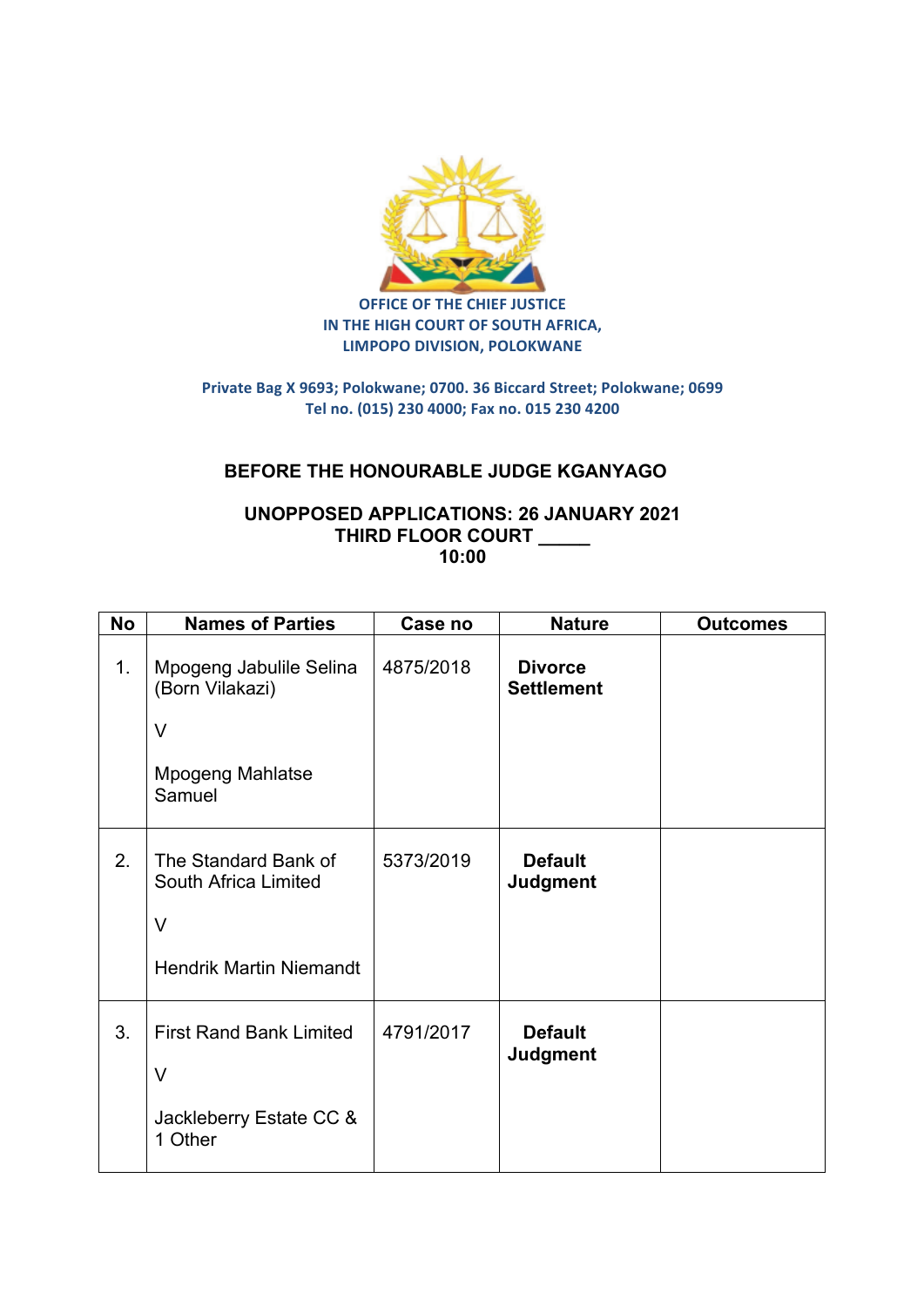**OFFICE OF THE CHIEF JUSTICE**
**IN THE HIGH COURT OF SOUTH AFRICA,**
**LIMPOPO DIVISION, POLOKWANE**

Private Bag X 9693; Polokwane; 0700. 36 Biccard Street; Polokwane; 0699
Tel no. (015) 230 4000; Fax no. 015 230 4200

## BEFORE THE HONOURABLE JUDGE KGANYAGO

### UNOPPOSED APPLICATIONS: 26 JANUARY 2021
### THIRD FLOOR COURT _____
### 10:00

| No | Names of Parties | Case no | Nature | Outcomes |
|---|---|---|---|---|
| 1. | Mpogeng Jabulile Selina (Born Vilakazi)<br><br>V<br><br>Mpogeng Mahlatse Samuel | 4875/2018 | **Divorce Settlement** | |
| 2. | The Standard Bank of South Africa Limited<br><br>V<br><br>Hendrik Martin Niemandt | 5373/2019 | **Default Judgment** | |
| 3. | First Rand Bank Limited<br><br>V<br><br>Jackleberry Estate CC & 1 Other | 4791/2017 | **Default Judgment** | |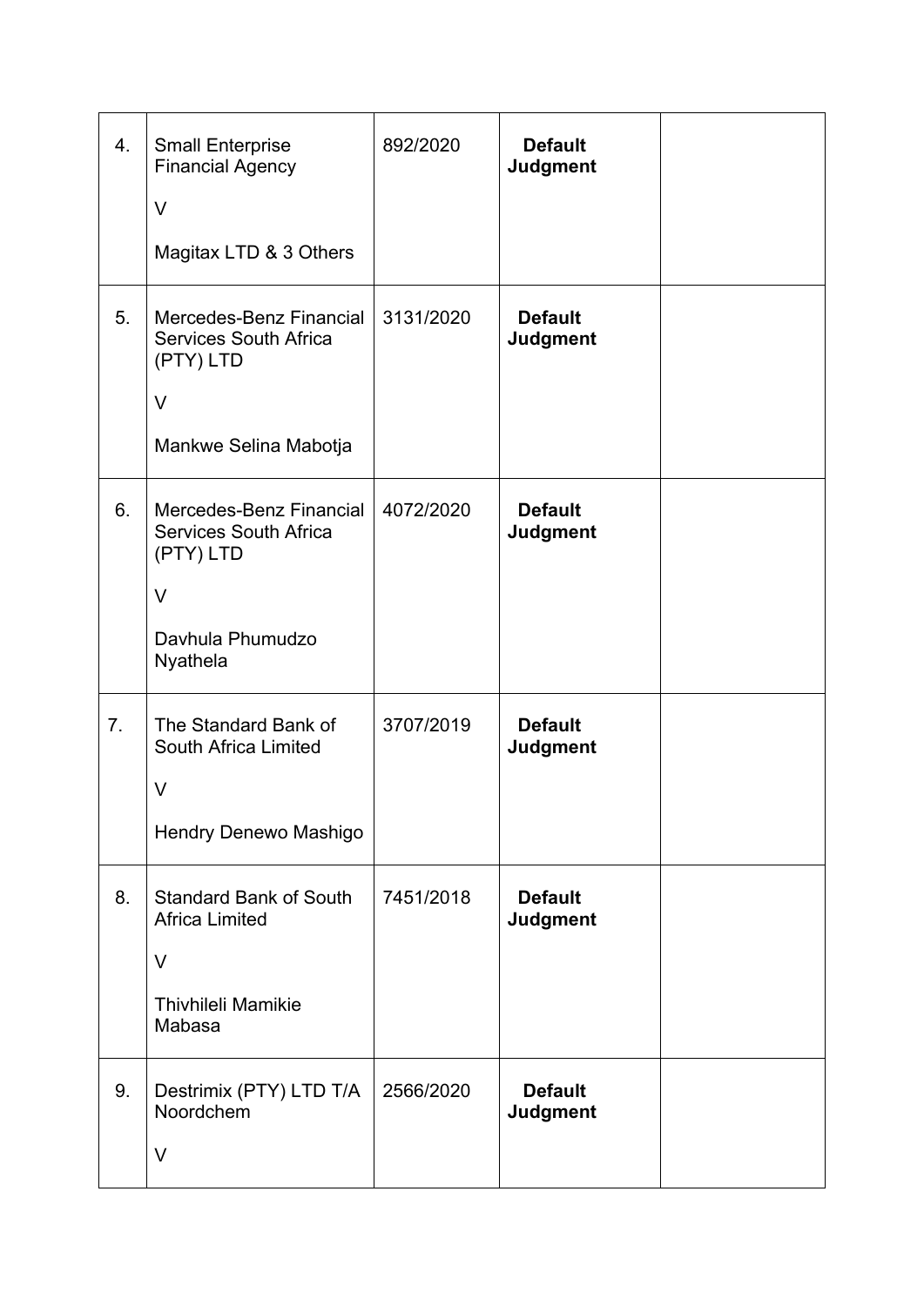| | | | | |
|---|---|---|---|---|
| 4. | Small Enterprise Financial Agency<br><br>V<br><br>Magitax LTD & 3 Others | 892/2020 | **Default Judgment** | |
| 5. | Mercedes-Benz Financial Services South Africa (PTY) LTD<br><br>V<br><br>Mankwe Selina Mabotja | 3131/2020 | **Default Judgment** | |
| 6. | Mercedes-Benz Financial Services South Africa (PTY) LTD<br><br>V<br><br>Davhula Phumudzo Nyathela | 4072/2020 | **Default Judgment** | |
| 7. | The Standard Bank of South Africa Limited<br><br>V<br><br>Hendry Denewo Mashigo | 3707/2019 | **Default Judgment** | |
| 8. | Standard Bank of South Africa Limited<br><br>V<br><br>Thivhileli Mamikie Mabasa | 7451/2018 | **Default Judgment** | |
| 9. | Destrimix (PTY) LTD T/A Noordchem<br><br>V | 2566/2020 | **Default Judgment** | |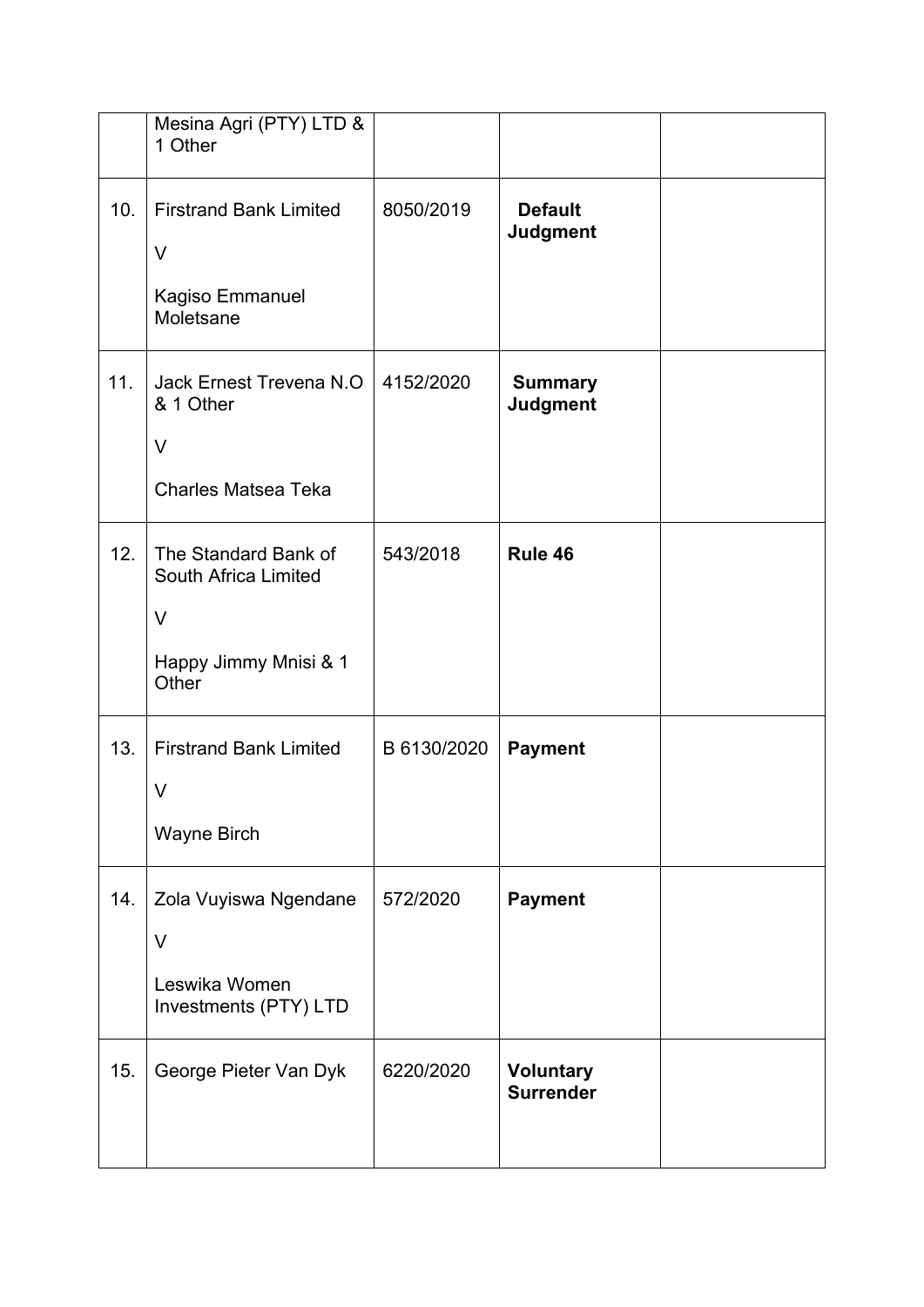| | | | | |
|---|---|---|---|---|
| | Mesina Agri (PTY) LTD & 1 Other | | | |
| 10. | Firstrand Bank Limited<br><br>V<br><br>Kagiso Emmanuel Moletsane | 8050/2019 | **Default Judgment** | |
| 11. | Jack Ernest Trevena N.O & 1 Other<br><br>V<br><br>Charles Matsea Teka | 4152/2020 | **Summary Judgment** | |
| 12. | The Standard Bank of South Africa Limited<br><br>V<br><br>Happy Jimmy Mnisi & 1 Other | 543/2018 | **Rule 46** | |
| 13. | Firstrand Bank Limited<br><br>V<br><br>Wayne Birch | B 6130/2020 | **Payment** | |
| 14. | Zola Vuyiswa Ngendane<br><br>V<br><br>Leswika Women Investments (PTY) LTD | 572/2020 | **Payment** | |
| 15. | George Pieter Van Dyk | 6220/2020 | **Voluntary Surrender** | |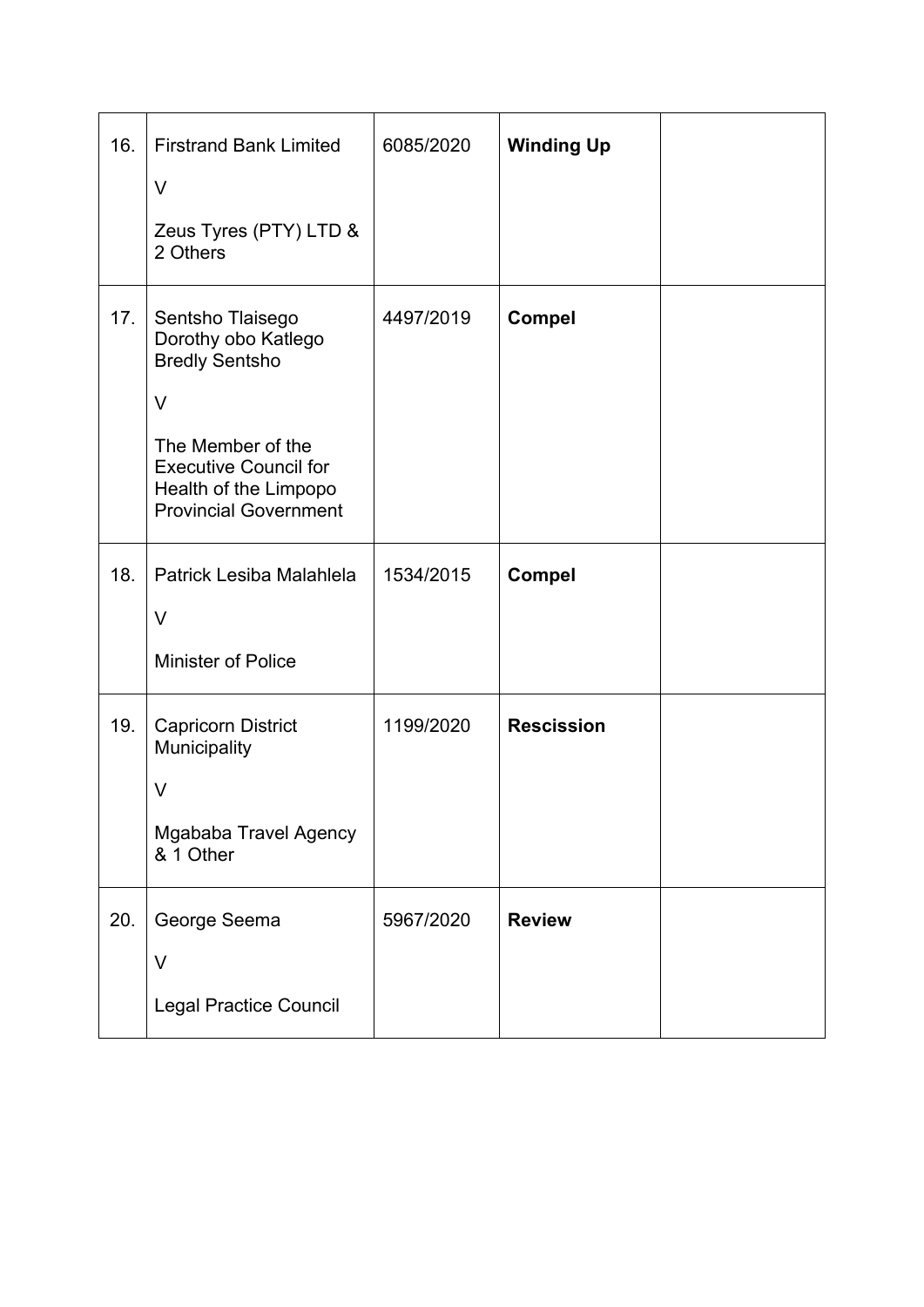| | | | | |
|---|---|---|---|---|
| 16. | Firstrand Bank Limited<br><br>V<br><br>Zeus Tyres (PTY) LTD & 2 Others | 6085/2020 | **Winding Up** | |
| 17. | Sentsho Tlaisego Dorothy obo Katlego Bredly Sentsho<br><br>V<br><br>The Member of the Executive Council for Health of the Limpopo Provincial Government | 4497/2019 | **Compel** | |
| 18. | Patrick Lesiba Malahlela<br><br>V<br><br>Minister of Police | 1534/2015 | **Compel** | |
| 19. | Capricorn District Municipality<br><br>V<br><br>Mgababa Travel Agency & 1 Other | 1199/2020 | **Rescission** | |
| 20. | George Seema<br><br>V<br><br>Legal Practice Council | 5967/2020 | **Review** | |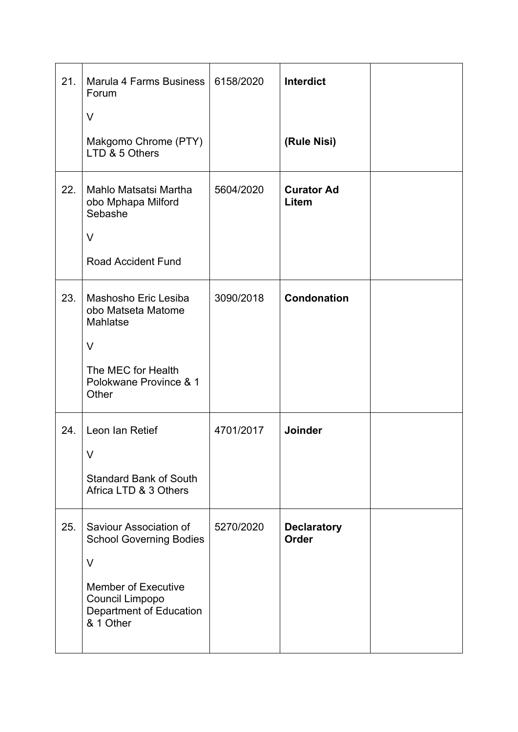| | | | | |
|---|---|---|---|---|
| 21. | Marula 4 Farms Business Forum<br><br>V<br><br>Makgomo Chrome (PTY) LTD & 5 Others | 6158/2020 | **Interdict**<br><br>**(Rule Nisi)** | |
| 22. | Mahlo Matsatsi Martha obo Mphapa Milford Sebashe<br><br>V<br><br>Road Accident Fund | 5604/2020 | **Curator Ad Litem** | |
| 23. | Mashosho Eric Lesiba obo Matseta Matome Mahlatse<br><br>V<br><br>The MEC for Health Polokwane Province & 1 Other | 3090/2018 | **Condonation** | |
| 24. | Leon Ian Retief<br><br>V<br><br>Standard Bank of South Africa LTD & 3 Others | 4701/2017 | **Joinder** | |
| 25. | Saviour Association of School Governing Bodies<br><br>V<br><br>Member of Executive Council Limpopo Department of Education & 1 Other | 5270/2020 | **Declaratory Order** | |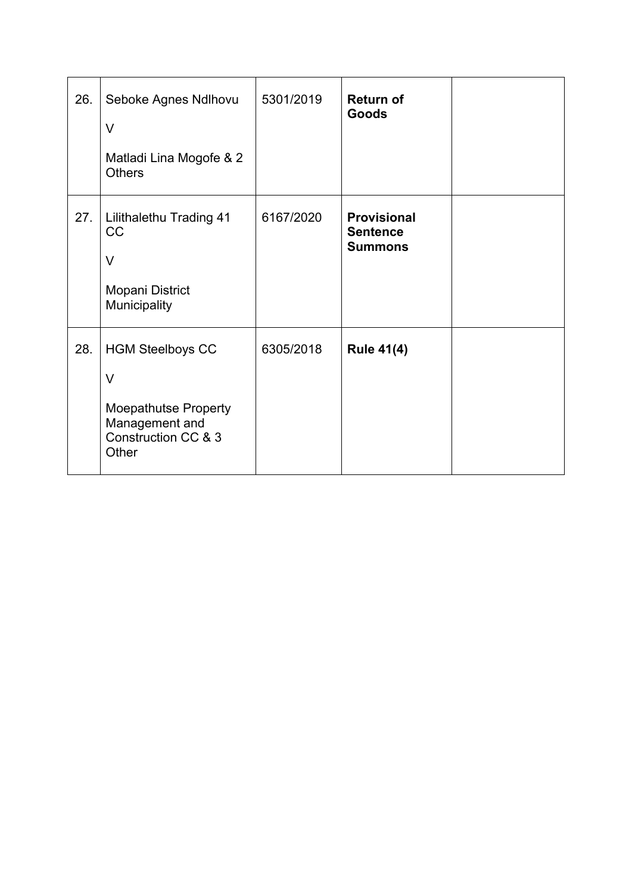| | | | | |
|---|---|---|---|---|
| 26. | Seboke Agnes Ndlhovu<br><br>V<br><br>Matladi Lina Mogofe & 2 Others | 5301/2019 | **Return of Goods** | |
| 27. | Lilithalethu Trading 41 CC<br><br>V<br><br>Mopani District Municipality | 6167/2020 | **Provisional Sentence Summons** | |
| 28. | HGM Steelboys CC<br><br>V<br><br>Moepathutse Property Management and Construction CC & 3 Other | 6305/2018 | **Rule 41(4)** | |